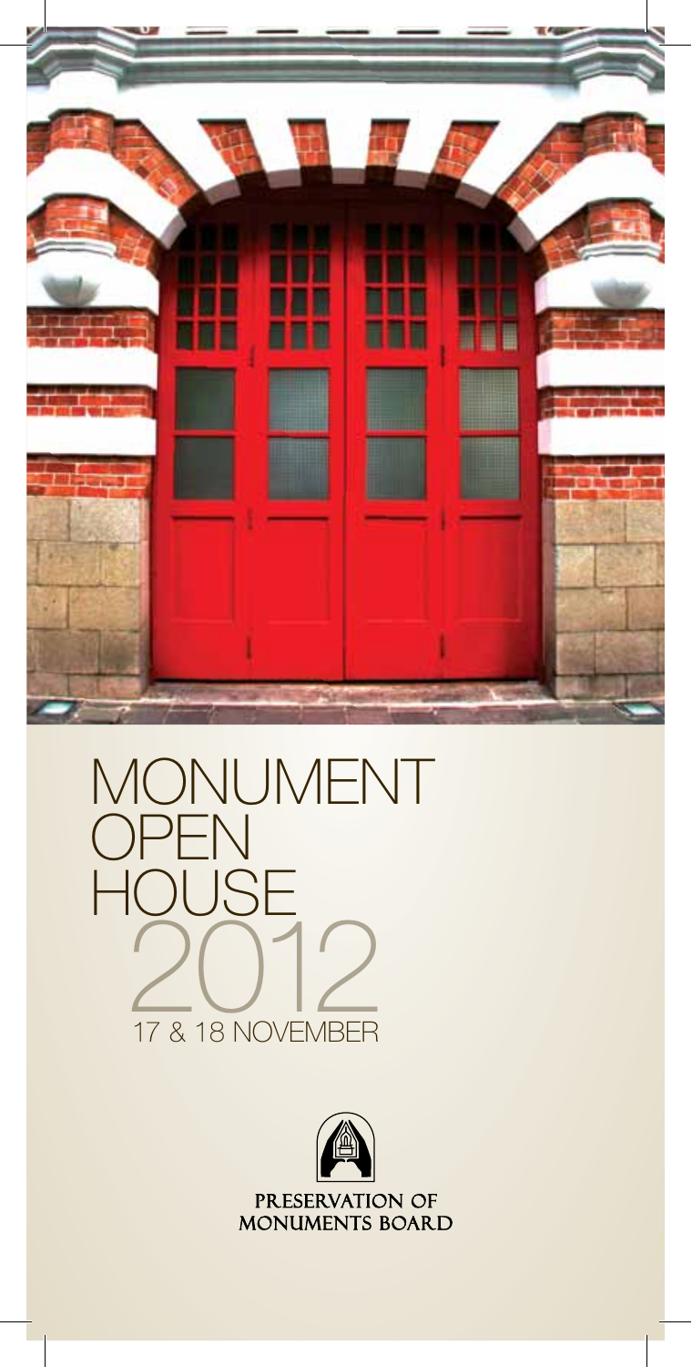# MONUMENT OPEN HOUSE 2012

17 & 18 NOVEMBER

PRESERVATION OF MONUMENTS BOARD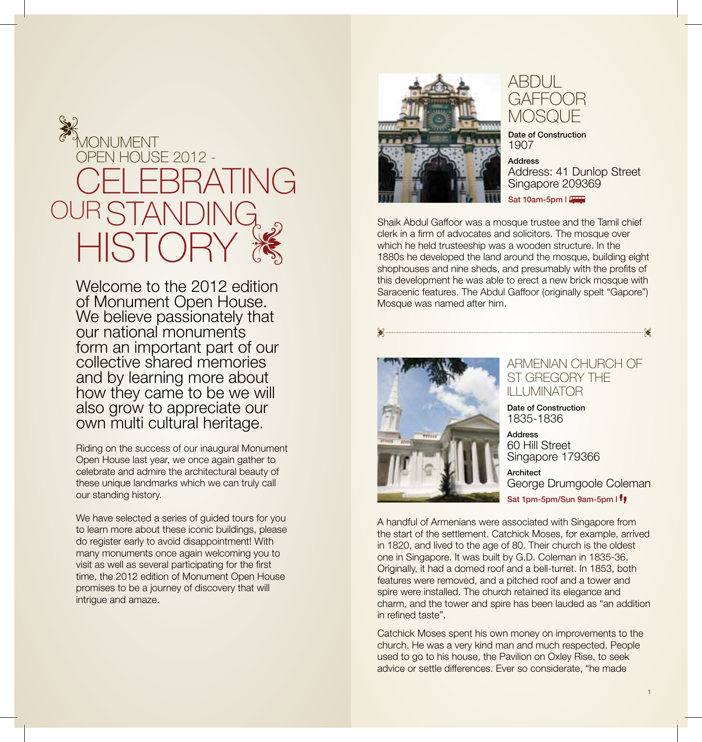# MONUMENT OPEN HOUSE 2012 - CELEBRATING OUR STANDING HISTORY

Welcome to the 2012 edition of Monument Open House. We believe passionately that our national monuments form an important part of our collective shared memories and by learning more about how they came to be we will also grow to appreciate our own multi cultural heritage.

Riding on the success of our inaugural Monument Open House last year, we once again gather to celebrate and admire the architectural beauty of these unique landmarks which we can truly call our standing history.

We have selected a series of guided tours for you to learn more about these iconic buildings, please do register early to avoid disappointment! With many monuments once again welcoming you to visit as well as several participating for the first time, the 2012 edition of Monument Open House promises to be a journey of discovery that will intrigue and amaze.

## ABDUL GAFFOOR MOSQUE

**Date of Construction**
1907

**Address**
Address: 41 Dunlop Street
Singapore 209369

Sat 10am-5pm |

Shaik Abdul Gaffoor was a mosque trustee and the Tamil chief clerk in a firm of advocates and solicitors. The mosque over which he held trusteeship was a wooden structure. In the 1880s he developed the land around the mosque, building eight shophouses and nine sheds, and presumably with the profits of this development he was able to erect a new brick mosque with Saracenic features. The Abdul Gaffoor (originally spelt "Gapore") Mosque was named after him.

## ARMENIAN CHURCH OF ST GREGORY THE ILLUMINATOR

**Date of Construction**
1835-1836

**Address**
60 Hill Street
Singapore 179366

**Architect**
George Drumgoole Coleman

Sat 1pm-5pm/Sun 9am-5pm |

A handful of Armenians were associated with Singapore from the start of the settlement. Catchick Moses, for example, arrived in 1820, and lived to the age of 80. Their church is the oldest one in Singapore. It was built by G.D. Coleman in 1835-36. Originally, it had a domed roof and a bell-turret. In 1853, both features were removed, and a pitched roof and a tower and spire were installed. The church retained its elegance and charm, and the tower and spire has been lauded as "an addition in refined taste".

Catchick Moses spent his own money on improvements to the church. He was a very kind man and much respected. People used to go to his house, the Pavilion on Oxley Rise, to seek advice or settle differences. Ever so considerate, "he made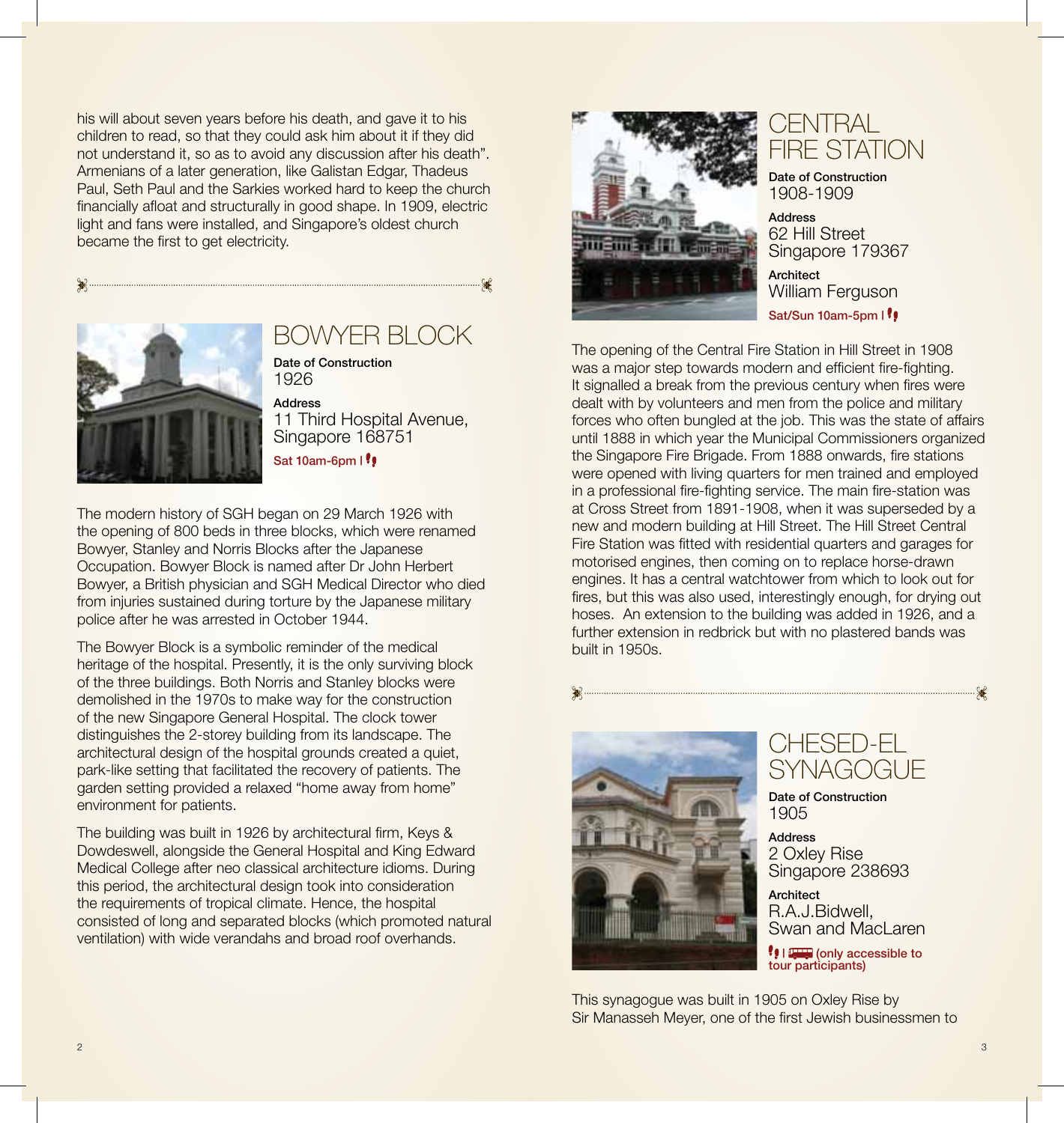his will about seven years before his death, and gave it to his children to read, so that they could ask him about it if they did not understand it, so as to avoid any discussion after his death". Armenians of a later generation, like Galistan Edgar, Thadeus Paul, Seth Paul and the Sarkies worked hard to keep the church financially afloat and structurally in good shape. In 1909, electric light and fans were installed, and Singapore's oldest church became the first to get electricity.

## BOWYER BLOCK

**Date of Construction**
1926

**Address**
11 Third Hospital Avenue,
Singapore 168751

**Sat 10am-6pm |**

The modern history of SGH began on 29 March 1926 with the opening of 800 beds in three blocks, which were renamed Bowyer, Stanley and Norris Blocks after the Japanese Occupation. Bowyer Block is named after Dr John Herbert Bowyer, a British physician and SGH Medical Director who died from injuries sustained during torture by the Japanese military police after he was arrested in October 1944.

The Bowyer Block is a symbolic reminder of the medical heritage of the hospital. Presently, it is the only surviving block of the three buildings. Both Norris and Stanley blocks were demolished in the 1970s to make way for the construction of the new Singapore General Hospital. The clock tower distinguishes the 2-storey building from its landscape. The architectural design of the hospital grounds created a quiet, park-like setting that facilitated the recovery of patients. The garden setting provided a relaxed "home away from home" environment for patients.

The building was built in 1926 by architectural firm, Keys & Dowdeswell, alongside the General Hospital and King Edward Medical College after neo classical architecture idioms. During this period, the architectural design took into consideration the requirements of tropical climate. Hence, the hospital consisted of long and separated blocks (which promoted natural ventilation) with wide verandahs and broad roof overhands.

## CENTRAL FIRE STATION

**Date of Construction**
1908-1909

**Address**
62 Hill Street
Singapore 179367

**Architect**
William Ferguson

**Sat/Sun 10am-5pm |**

The opening of the Central Fire Station in Hill Street in 1908 was a major step towards modern and efficient fire-fighting. It signalled a break from the previous century when fires were dealt with by volunteers and men from the police and military forces who often bungled at the job. This was the state of affairs until 1888 in which year the Municipal Commissioners organized the Singapore Fire Brigade. From 1888 onwards, fire stations were opened with living quarters for men trained and employed in a professional fire-fighting service. The main fire-station was at Cross Street from 1891-1908, when it was superseded by a new and modern building at Hill Street. The Hill Street Central Fire Station was fitted with residential quarters and garages for motorised engines, then coming on to replace horse-drawn engines. It has a central watchtower from which to look out for fires, but this was also used, interestingly enough, for drying out hoses. An extension to the building was added in 1926, and a further extension in redbrick but with no plastered bands was built in 1950s.

## CHESED-EL SYNAGOGUE

**Date of Construction**
1905

**Address**
2 Oxley Rise
Singapore 238693

**Architect**
R.A.J.Bidwell,
Swan and MacLaren

**| (only accessible to tour participants)**

This synagogue was built in 1905 on Oxley Rise by Sir Manasseh Meyer, one of the first Jewish businessmen to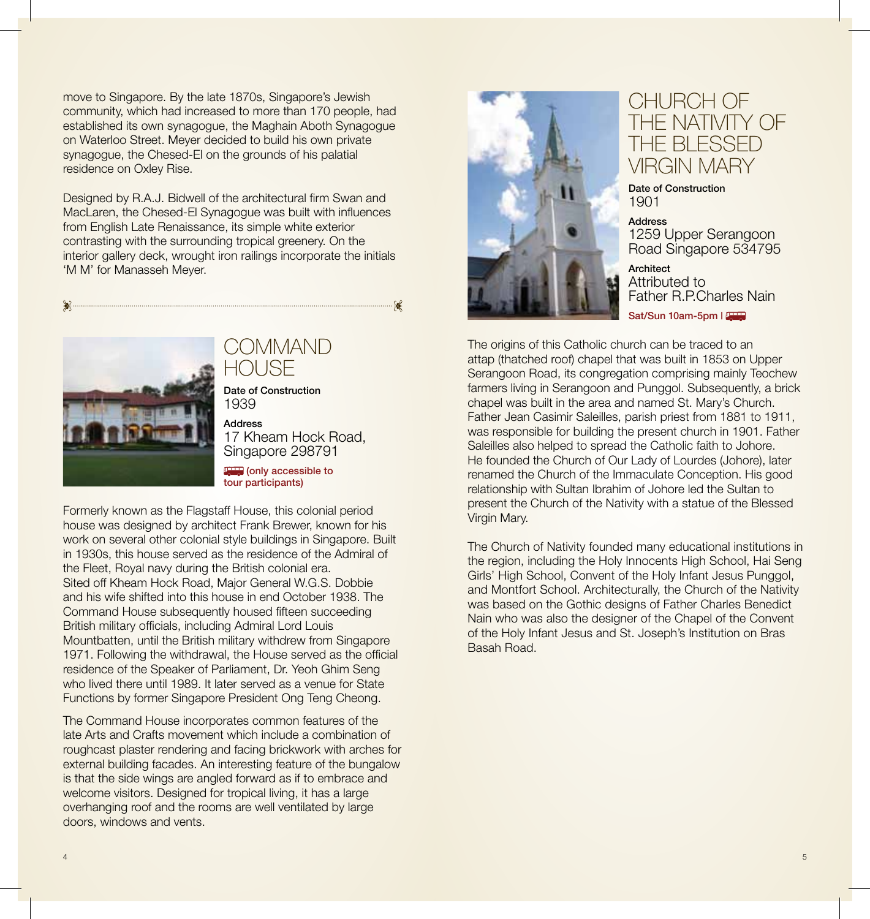move to Singapore. By the late 1870s, Singapore's Jewish community, which had increased to more than 170 people, had established its own synagogue, the Maghain Aboth Synagogue on Waterloo Street. Meyer decided to build his own private synagogue, the Chesed-El on the grounds of his palatial residence on Oxley Rise.

Designed by R.A.J. Bidwell of the architectural firm Swan and MacLaren, the Chesed-El Synagogue was built with influences from English Late Renaissance, its simple white exterior contrasting with the surrounding tropical greenery. On the interior gallery deck, wrought iron railings incorporate the initials 'M M' for Manasseh Meyer.

## COMMAND HOUSE

**Date of Construction**
1939

**Address**
17 Kheam Hock Road, Singapore 298791

**(only accessible to tour participants)**

Formerly known as the Flagstaff House, this colonial period house was designed by architect Frank Brewer, known for his work on several other colonial style buildings in Singapore. Built in 1930s, this house served as the residence of the Admiral of the Fleet, Royal navy during the British colonial era. Sited off Kheam Hock Road, Major General W.G.S. Dobbie and his wife shifted into this house in end October 1938. The Command House subsequently housed fifteen succeeding British military officials, including Admiral Lord Louis Mountbatten, until the British military withdrew from Singapore 1971. Following the withdrawal, the House served as the official residence of the Speaker of Parliament, Dr. Yeoh Ghim Seng who lived there until 1989. It later served as a venue for State Functions by former Singapore President Ong Teng Cheong.

The Command House incorporates common features of the late Arts and Crafts movement which include a combination of roughcast plaster rendering and facing brickwork with arches for external building facades. An interesting feature of the bungalow is that the side wings are angled forward as if to embrace and welcome visitors. Designed for tropical living, it has a large overhanging roof and the rooms are well ventilated by large doors, windows and vents.

## CHURCH OF THE NATIVITY OF THE BLESSED VIRGIN MARY

**Date of Construction**
1901

**Address**
1259 Upper Serangoon Road Singapore 534795

**Architect**
Attributed to Father R.P.Charles Nain

**Sat/Sun 10am-5pm |**

The origins of this Catholic church can be traced to an attap (thatched roof) chapel that was built in 1853 on Upper Serangoon Road, its congregation comprising mainly Teochew farmers living in Serangoon and Punggol. Subsequently, a brick chapel was built in the area and named St. Mary's Church. Father Jean Casimir Saleilles, parish priest from 1881 to 1911, was responsible for building the present church in 1901. Father Saleilles also helped to spread the Catholic faith to Johore. He founded the Church of Our Lady of Lourdes (Johore), later renamed the Church of the Immaculate Conception. His good relationship with Sultan Ibrahim of Johore led the Sultan to present the Church of the Nativity with a statue of the Blessed Virgin Mary.

The Church of Nativity founded many educational institutions in the region, including the Holy Innocents High School, Hai Seng Girls' High School, Convent of the Holy Infant Jesus Punggol, and Montfort School. Architecturally, the Church of the Nativity was based on the Gothic designs of Father Charles Benedict Nain who was also the designer of the Chapel of the Convent of the Holy Infant Jesus and St. Joseph's Institution on Bras Basah Road.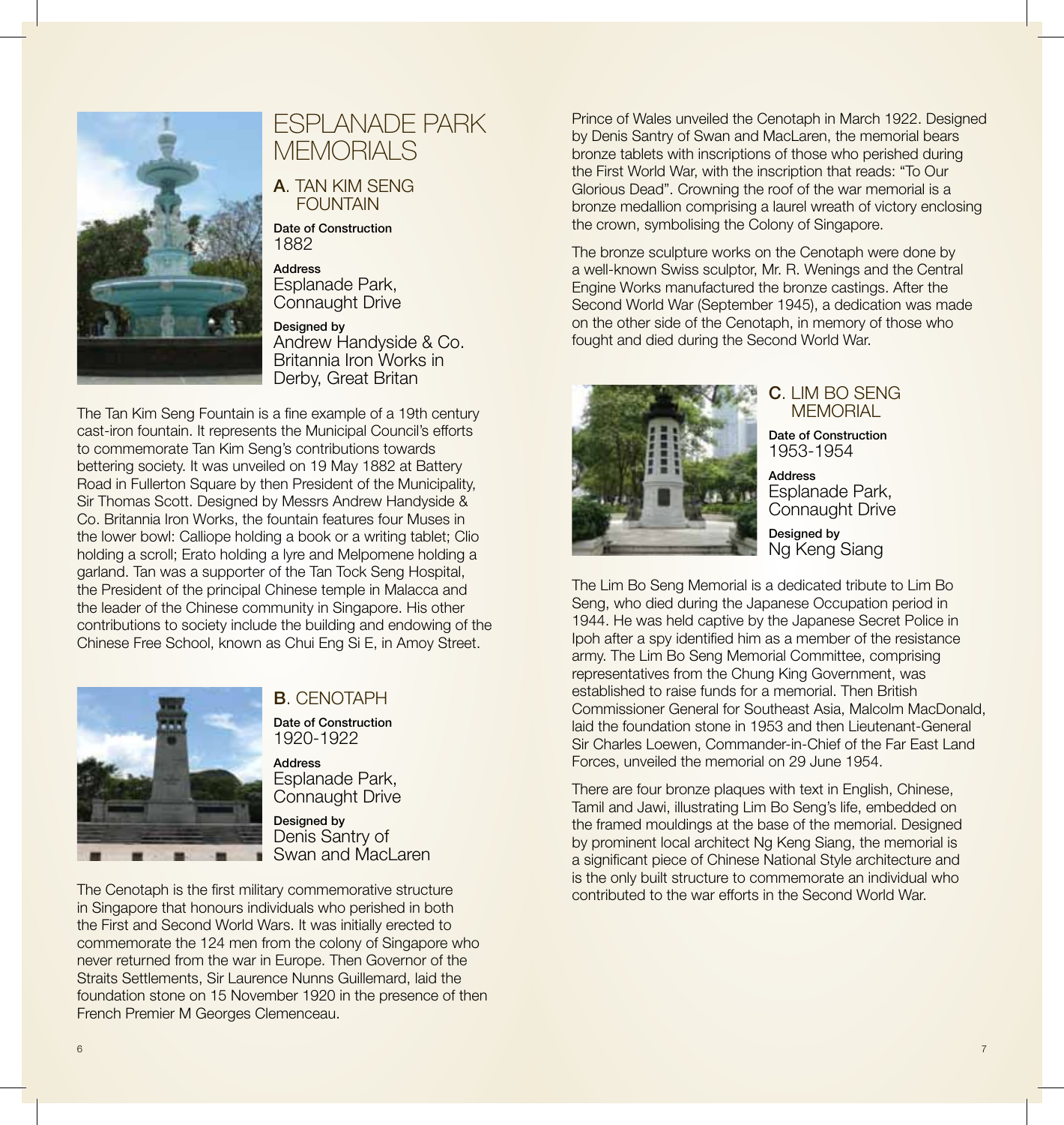# ESPLANADE PARK MEMORIALS

## A. TAN KIM SENG FOUNTAIN

**Date of Construction**
1882

**Address**
Esplanade Park, Connaught Drive

**Designed by**
Andrew Handyside & Co. Britannia Iron Works in Derby, Great Britan

The Tan Kim Seng Fountain is a fine example of a 19th century cast-iron fountain. It represents the Municipal Council's efforts to commemorate Tan Kim Seng's contributions towards bettering society. It was unveiled on 19 May 1882 at Battery Road in Fullerton Square by then President of the Municipality, Sir Thomas Scott. Designed by Messrs Andrew Handyside & Co. Britannia Iron Works, the fountain features four Muses in the lower bowl: Calliope holding a book or a writing tablet; Clio holding a scroll; Erato holding a lyre and Melpomene holding a garland. Tan was a supporter of the Tan Tock Seng Hospital, the President of the principal Chinese temple in Malacca and the leader of the Chinese community in Singapore. His other contributions to society include the building and endowing of the Chinese Free School, known as Chui Eng Si E, in Amoy Street.

## B. CENOTAPH

**Date of Construction**
1920-1922

**Address**
Esplanade Park, Connaught Drive

**Designed by**
Denis Santry of Swan and MacLaren

The Cenotaph is the first military commemorative structure in Singapore that honours individuals who perished in both the First and Second World Wars. It was initially erected to commemorate the 124 men from the colony of Singapore who never returned from the war in Europe. Then Governor of the Straits Settlements, Sir Laurence Nunns Guillemard, laid the foundation stone on 15 November 1920 in the presence of then French Premier M Georges Clemenceau.

Prince of Wales unveiled the Cenotaph in March 1922. Designed by Denis Santry of Swan and MacLaren, the memorial bears bronze tablets with inscriptions of those who perished during the First World War, with the inscription that reads: "To Our Glorious Dead". Crowning the roof of the war memorial is a bronze medallion comprising a laurel wreath of victory enclosing the crown, symbolising the Colony of Singapore.

The bronze sculpture works on the Cenotaph were done by a well-known Swiss sculptor, Mr. R. Wenings and the Central Engine Works manufactured the bronze castings. After the Second World War (September 1945), a dedication was made on the other side of the Cenotaph, in memory of those who fought and died during the Second World War.

## C. LIM BO SENG MEMORIAL

**Date of Construction**
1953-1954

**Address**
Esplanade Park, Connaught Drive

**Designed by**
Ng Keng Siang

The Lim Bo Seng Memorial is a dedicated tribute to Lim Bo Seng, who died during the Japanese Occupation period in 1944. He was held captive by the Japanese Secret Police in Ipoh after a spy identified him as a member of the resistance army. The Lim Bo Seng Memorial Committee, comprising representatives from the Chung King Government, was established to raise funds for a memorial. Then British Commissioner General for Southeast Asia, Malcolm MacDonald, laid the foundation stone in 1953 and then Lieutenant-General Sir Charles Loewen, Commander-in-Chief of the Far East Land Forces, unveiled the memorial on 29 June 1954.

There are four bronze plaques with text in English, Chinese, Tamil and Jawi, illustrating Lim Bo Seng's life, embedded on the framed mouldings at the base of the memorial. Designed by prominent local architect Ng Keng Siang, the memorial is a significant piece of Chinese National Style architecture and is the only built structure to commemorate an individual who contributed to the war efforts in the Second World War.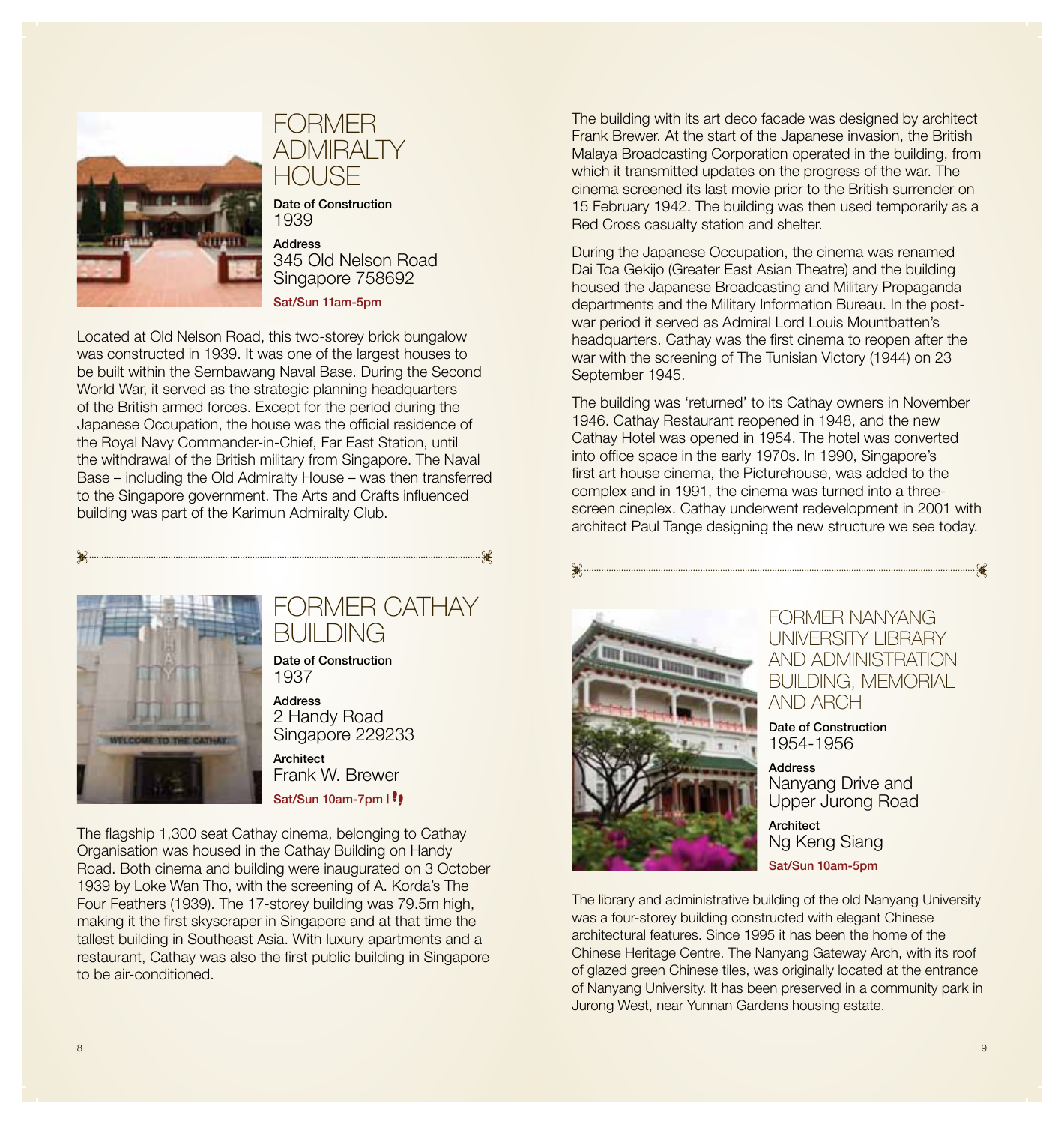## FORMER ADMIRALTY HOUSE

**Date of Construction**
1939

**Address**
345 Old Nelson Road
Singapore 758692

Sat/Sun 11am-5pm

Located at Old Nelson Road, this two-storey brick bungalow was constructed in 1939. It was one of the largest houses to be built within the Sembawang Naval Base. During the Second World War, it served as the strategic planning headquarters of the British armed forces. Except for the period during the Japanese Occupation, the house was the official residence of the Royal Navy Commander-in-Chief, Far East Station, until the withdrawal of the British military from Singapore. The Naval Base – including the Old Admiralty House – was then transferred to the Singapore government. The Arts and Crafts influenced building was part of the Karimun Admiralty Club.

## FORMER CATHAY BUILDING

**Date of Construction**
1937

**Address**
2 Handy Road
Singapore 229233

**Architect**
Frank W. Brewer

Sat/Sun 10am-7pm |

The flagship 1,300 seat Cathay cinema, belonging to Cathay Organisation was housed in the Cathay Building on Handy Road. Both cinema and building were inaugurated on 3 October 1939 by Loke Wan Tho, with the screening of A. Korda's The Four Feathers (1939). The 17-storey building was 79.5m high, making it the first skyscraper in Singapore and at that time the tallest building in Southeast Asia. With luxury apartments and a restaurant, Cathay was also the first public building in Singapore to be air-conditioned.

The building with its art deco facade was designed by architect Frank Brewer. At the start of the Japanese invasion, the British Malaya Broadcasting Corporation operated in the building, from which it transmitted updates on the progress of the war. The cinema screened its last movie prior to the British surrender on 15 February 1942. The building was then used temporarily as a Red Cross casualty station and shelter.

During the Japanese Occupation, the cinema was renamed Dai Toa Gekijo (Greater East Asian Theatre) and the building housed the Japanese Broadcasting and Military Propaganda departments and the Military Information Bureau. In the post-war period it served as Admiral Lord Louis Mountbatten's headquarters. Cathay was the first cinema to reopen after the war with the screening of The Tunisian Victory (1944) on 23 September 1945.

The building was 'returned' to its Cathay owners in November 1946. Cathay Restaurant reopened in 1948, and the new Cathay Hotel was opened in 1954. The hotel was converted into office space in the early 1970s. In 1990, Singapore's first art house cinema, the Picturehouse, was added to the complex and in 1991, the cinema was turned into a three-screen cineplex. Cathay underwent redevelopment in 2001 with architect Paul Tange designing the new structure we see today.

## FORMER NANYANG UNIVERSITY LIBRARY AND ADMINISTRATION BUILDING, MEMORIAL AND ARCH

**Date of Construction**
1954-1956

**Address**
Nanyang Drive and
Upper Jurong Road

**Architect**
Ng Keng Siang

Sat/Sun 10am-5pm

The library and administrative building of the old Nanyang University was a four-storey building constructed with elegant Chinese architectural features. Since 1995 it has been the home of the Chinese Heritage Centre. The Nanyang Gateway Arch, with its roof of glazed green Chinese tiles, was originally located at the entrance of Nanyang University. It has been preserved in a community park in Jurong West, near Yunnan Gardens housing estate.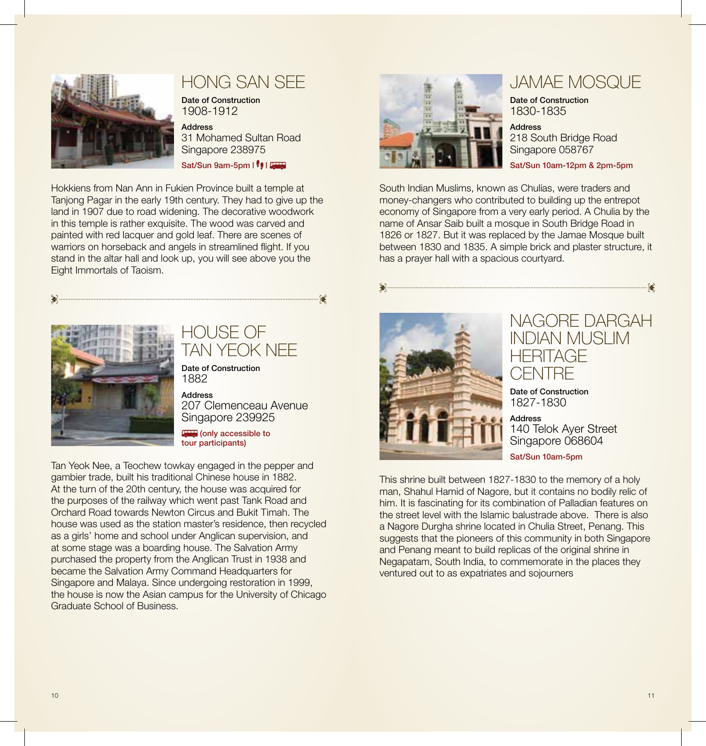## HONG SAN SEE

**Date of Construction**
1908-1912

**Address**
31 Mohamed Sultan Road
Singapore 238975

**Sat/Sun 9am-5pm |**

Hokkiens from Nan Ann in Fukien Province built a temple at Tanjong Pagar in the early 19th century. They had to give up the land in 1907 due to road widening. The decorative woodwork in this temple is rather exquisite. The wood was carved and painted with red lacquer and gold leaf. There are scenes of warriors on horseback and angels in streamlined flight. If you stand in the altar hall and look up, you will see above you the Eight Immortals of Taoism.

## HOUSE OF TAN YEOK NEE

**Date of Construction**
1882

**Address**
207 Clemenceau Avenue
Singapore 239925

**(only accessible to tour participants)**

Tan Yeok Nee, a Teochew towkay engaged in the pepper and gambier trade, built his traditional Chinese house in 1882. At the turn of the 20th century, the house was acquired for the purposes of the railway which went past Tank Road and Orchard Road towards Newton Circus and Bukit Timah. The house was used as the station master's residence, then recycled as a girls' home and school under Anglican supervision, and at some stage was a boarding house. The Salvation Army purchased the property from the Anglican Trust in 1938 and became the Salvation Army Command Headquarters for Singapore and Malaya. Since undergoing restoration in 1999, the house is now the Asian campus for the University of Chicago Graduate School of Business.

## JAMAE MOSQUE

**Date of Construction**
1830-1835

**Address**
218 South Bridge Road
Singapore 058767

**Sat/Sun 10am-12pm & 2pm-5pm**

South Indian Muslims, known as Chulias, were traders and money-changers who contributed to building up the entrepot economy of Singapore from a very early period. A Chulia by the name of Ansar Saib built a mosque in South Bridge Road in 1826 or 1827. But it was replaced by the Jamae Mosque built between 1830 and 1835. A simple brick and plaster structure, it has a prayer hall with a spacious courtyard.

## NAGORE DARGAH INDIAN MUSLIM HERITAGE CENTRE

**Date of Construction**
1827-1830

**Address**
140 Telok Ayer Street
Singapore 068604

**Sat/Sun 10am-5pm**

This shrine built between 1827-1830 to the memory of a holy man, Shahul Hamid of Nagore, but it contains no bodily relic of him. It is fascinating for its combination of Palladian features on the street level with the Islamic balustrade above. There is also a Nagore Durgha shrine located in Chulia Street, Penang. This suggests that the pioneers of this community in both Singapore and Penang meant to build replicas of the original shrine in Negapatam, South India, to commemorate in the places they ventured out to as expatriates and sojourners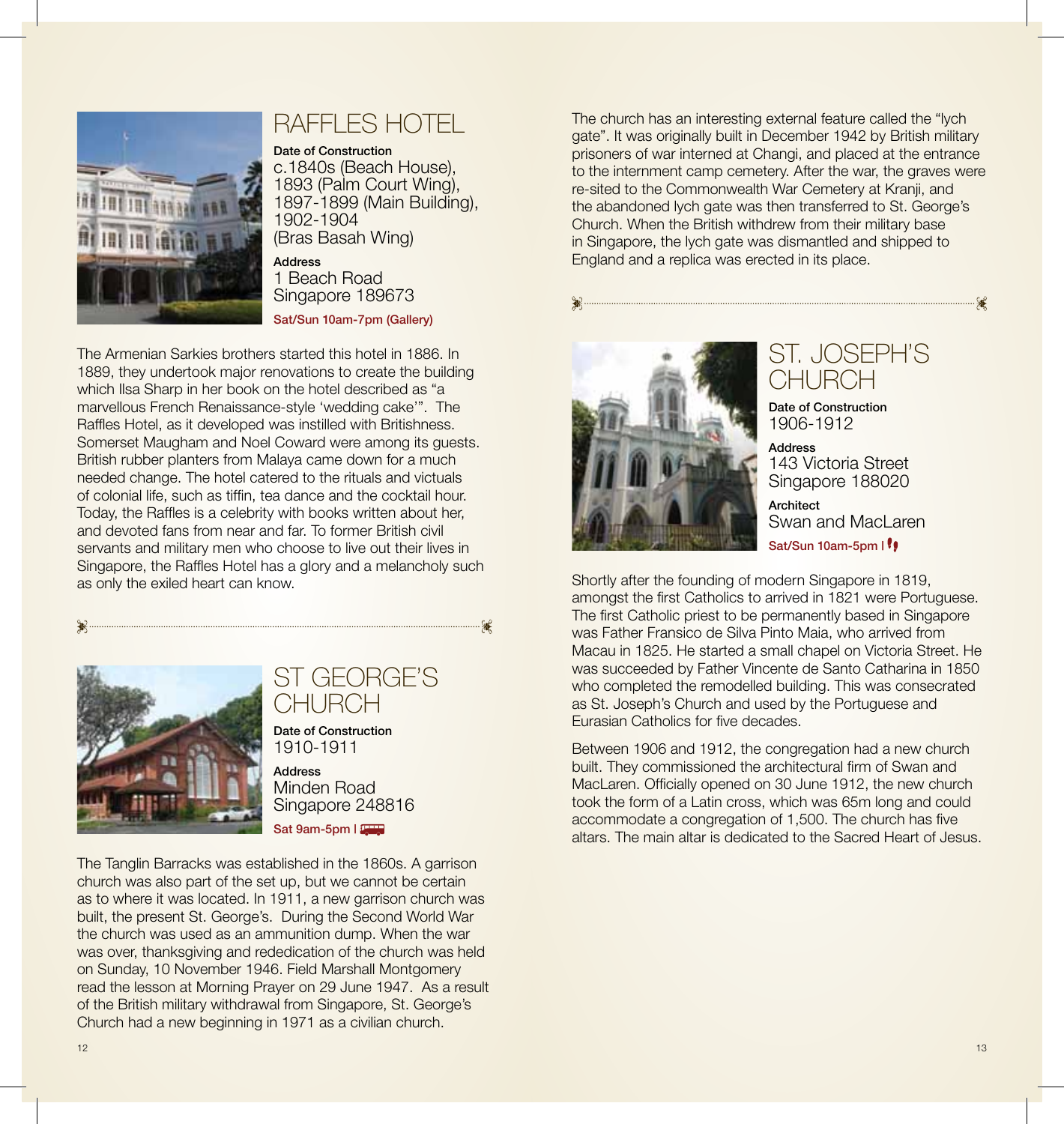## RAFFLES HOTEL

**Date of Construction**
c.1840s (Beach House), 1893 (Palm Court Wing), 1897-1899 (Main Building), 1902-1904 (Bras Basah Wing)

**Address**
1 Beach Road
Singapore 189673

**Sat/Sun 10am-7pm (Gallery)**

The Armenian Sarkies brothers started this hotel in 1886. In 1889, they undertook major renovations to create the building which Ilsa Sharp in her book on the hotel described as "a marvellous French Renaissance-style 'wedding cake'". The Raffles Hotel, as it developed was instilled with Britishness. Somerset Maugham and Noel Coward were among its guests. British rubber planters from Malaya came down for a much needed change. The hotel catered to the rituals and victuals of colonial life, such as tiffin, tea dance and the cocktail hour. Today, the Raffles is a celebrity with books written about her, and devoted fans from near and far. To former British civil servants and military men who choose to live out their lives in Singapore, the Raffles Hotel has a glory and a melancholy such as only the exiled heart can know.

## ST GEORGE'S CHURCH

**Date of Construction**
1910-1911

**Address**
Minden Road
Singapore 248816

**Sat 9am-5pm |**

The Tanglin Barracks was established in the 1860s. A garrison church was also part of the set up, but we cannot be certain as to where it was located. In 1911, a new garrison church was built, the present St. George's. During the Second World War the church was used as an ammunition dump. When the war was over, thanksgiving and rededication of the church was held on Sunday, 10 November 1946. Field Marshall Montgomery read the lesson at Morning Prayer on 29 June 1947. As a result of the British military withdrawal from Singapore, St. George's Church had a new beginning in 1971 as a civilian church.

The church has an interesting external feature called the "lych gate". It was originally built in December 1942 by British military prisoners of war interned at Changi, and placed at the entrance to the internment camp cemetery. After the war, the graves were re-sited to the Commonwealth War Cemetery at Kranji, and the abandoned lych gate was then transferred to St. George's Church. When the British withdrew from their military base in Singapore, the lych gate was dismantled and shipped to England and a replica was erected in its place.

## ST. JOSEPH'S CHURCH

**Date of Construction**
1906-1912

**Address**
143 Victoria Street
Singapore 188020

**Architect**
Swan and MacLaren

**Sat/Sun 10am-5pm |**

Shortly after the founding of modern Singapore in 1819, amongst the first Catholics to arrived in 1821 were Portuguese. The first Catholic priest to be permanently based in Singapore was Father Fransico de Silva Pinto Maia, who arrived from Macau in 1825. He started a small chapel on Victoria Street. He was succeeded by Father Vincente de Santo Catharina in 1850 who completed the remodelled building. This was consecrated as St. Joseph's Church and used by the Portuguese and Eurasian Catholics for five decades.

Between 1906 and 1912, the congregation had a new church built. They commissioned the architectural firm of Swan and MacLaren. Officially opened on 30 June 1912, the new church took the form of a Latin cross, which was 65m long and could accommodate a congregation of 1,500. The church has five altars. The main altar is dedicated to the Sacred Heart of Jesus.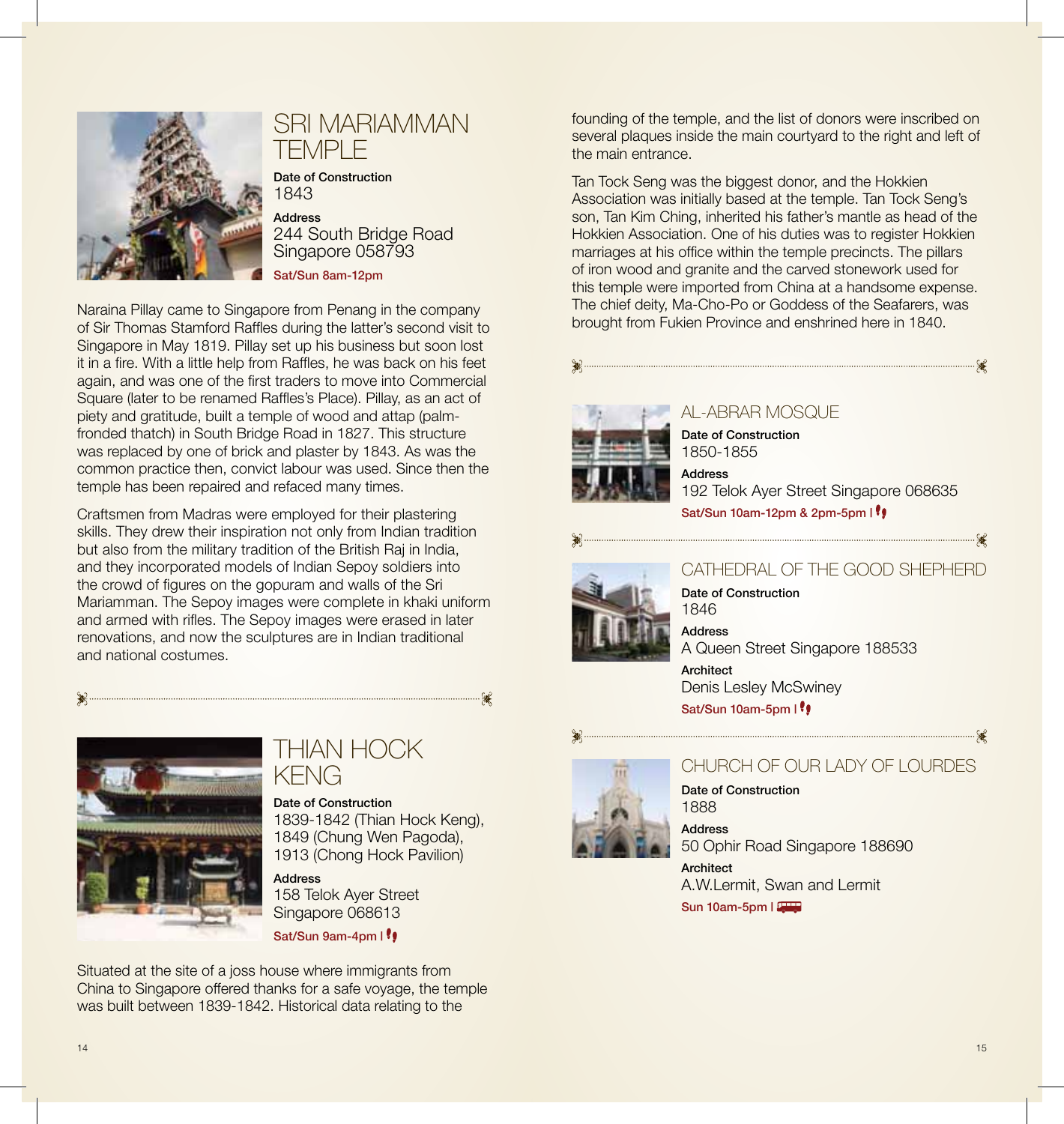## SRI MARIAMMAN TEMPLE

**Date of Construction**
1843

**Address**
244 South Bridge Road
Singapore 058793

Sat/Sun 8am-12pm

Naraina Pillay came to Singapore from Penang in the company of Sir Thomas Stamford Raffles during the latter's second visit to Singapore in May 1819. Pillay set up his business but soon lost it in a fire. With a little help from Raffles, he was back on his feet again, and was one of the first traders to move into Commercial Square (later to be renamed Raffles's Place). Pillay, as an act of piety and gratitude, built a temple of wood and attap (palm-fronded thatch) in South Bridge Road in 1827. This structure was replaced by one of brick and plaster by 1843. As was the common practice then, convict labour was used. Since then the temple has been repaired and refaced many times.

Craftsmen from Madras were employed for their plastering skills. They drew their inspiration not only from Indian tradition but also from the military tradition of the British Raj in India, and they incorporated models of Indian Sepoy soldiers into the crowd of figures on the gopuram and walls of the Sri Mariamman. The Sepoy images were complete in khaki uniform and armed with rifles. The Sepoy images were erased in later renovations, and now the sculptures are in Indian traditional and national costumes.

## THIAN HOCK KENG

**Date of Construction**
1839-1842 (Thian Hock Keng),
1849 (Chung Wen Pagoda),
1913 (Chong Hock Pavilion)

**Address**
158 Telok Ayer Street
Singapore 068613

Sat/Sun 9am-4pm

Situated at the site of a joss house where immigrants from China to Singapore offered thanks for a safe voyage, the temple was built between 1839-1842. Historical data relating to the founding of the temple, and the list of donors were inscribed on several plaques inside the main courtyard to the right and left of the main entrance.

Tan Tock Seng was the biggest donor, and the Hokkien Association was initially based at the temple. Tan Tock Seng's son, Tan Kim Ching, inherited his father's mantle as head of the Hokkien Association. One of his duties was to register Hokkien marriages at his office within the temple precincts. The pillars of iron wood and granite and the carved stonework used for this temple were imported from China at a handsome expense. The chief deity, Ma-Cho-Po or Goddess of the Seafarers, was brought from Fukien Province and enshrined here in 1840.

## AL-ABRAR MOSQUE

**Date of Construction**
1850-1855

**Address**
192 Telok Ayer Street Singapore 068635

Sat/Sun 10am-12pm & 2pm-5pm

## CATHEDRAL OF THE GOOD SHEPHERD

**Date of Construction**
1846

**Address**
A Queen Street Singapore 188533

**Architect**
Denis Lesley McSwiney

Sat/Sun 10am-5pm

## CHURCH OF OUR LADY OF LOURDES

**Date of Construction**
1888

**Address**
50 Ophir Road Singapore 188690

**Architect**
A.W.Lermit, Swan and Lermit

Sun 10am-5pm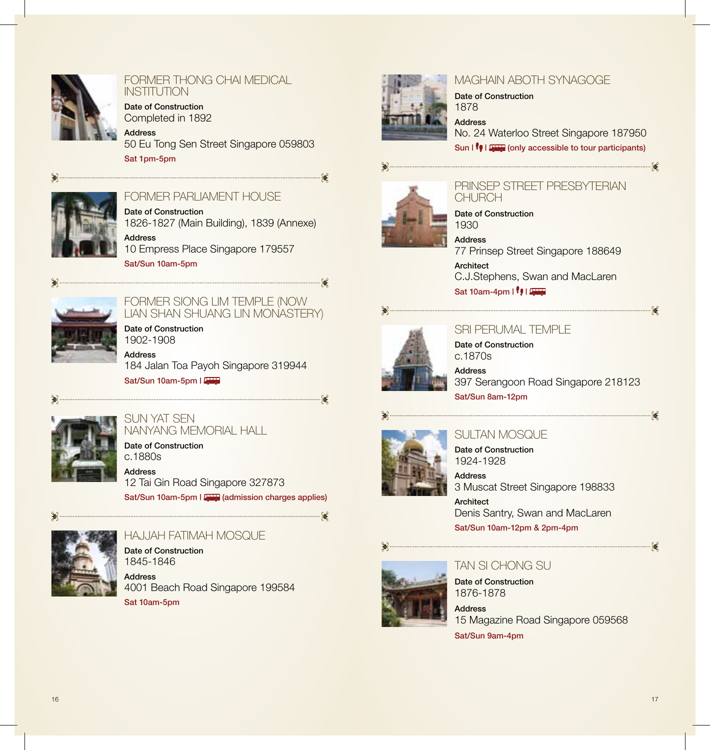## FORMER THONG CHAI MEDICAL INSTITUTION

**Date of Construction**
Completed in 1892

**Address**
50 Eu Tong Sen Street Singapore 059803

**Sat 1pm-5pm**

## FORMER PARLIAMENT HOUSE

**Date of Construction**
1826-1827 (Main Building), 1839 (Annexe)

**Address**
10 Empress Place Singapore 179557

**Sat/Sun 10am-5pm**

## FORMER SIONG LIM TEMPLE (NOW LIAN SHAN SHUANG LIN MONASTERY)

**Date of Construction**
1902-1908

**Address**
184 Jalan Toa Payoh Singapore 319944

**Sat/Sun 10am-5pm |**

## SUN YAT SEN NANYANG MEMORIAL HALL

**Date of Construction**
c.1880s

**Address**
12 Tai Gin Road Singapore 327873

**Sat/Sun 10am-5pm | (admission charges applies)**

## HAJJAH FATIMAH MOSQUE

**Date of Construction**
1845-1846

**Address**
4001 Beach Road Singapore 199584

**Sat 10am-5pm**

## MAGHAIN ABOTH SYNAGOGE

**Date of Construction**
1878

**Address**
No. 24 Waterloo Street Singapore 187950

**Sun | | (only accessible to tour participants)**

## PRINSEP STREET PRESBYTERIAN CHURCH

**Date of Construction**
1930

**Address**
77 Prinsep Street Singapore 188649

**Architect**
C.J.Stephens, Swan and MacLaren

**Sat 10am-4pm | |**

## SRI PERUMAL TEMPLE

**Date of Construction**
c.1870s

**Address**
397 Serangoon Road Singapore 218123

**Sat/Sun 8am-12pm**

## SULTAN MOSQUE

**Date of Construction**
1924-1928

**Address**
3 Muscat Street Singapore 198833

**Architect**
Denis Santry, Swan and MacLaren

**Sat/Sun 10am-12pm & 2pm-4pm**

## TAN SI CHONG SU

**Date of Construction**
1876-1878

**Address**
15 Magazine Road Singapore 059568

**Sat/Sun 9am-4pm**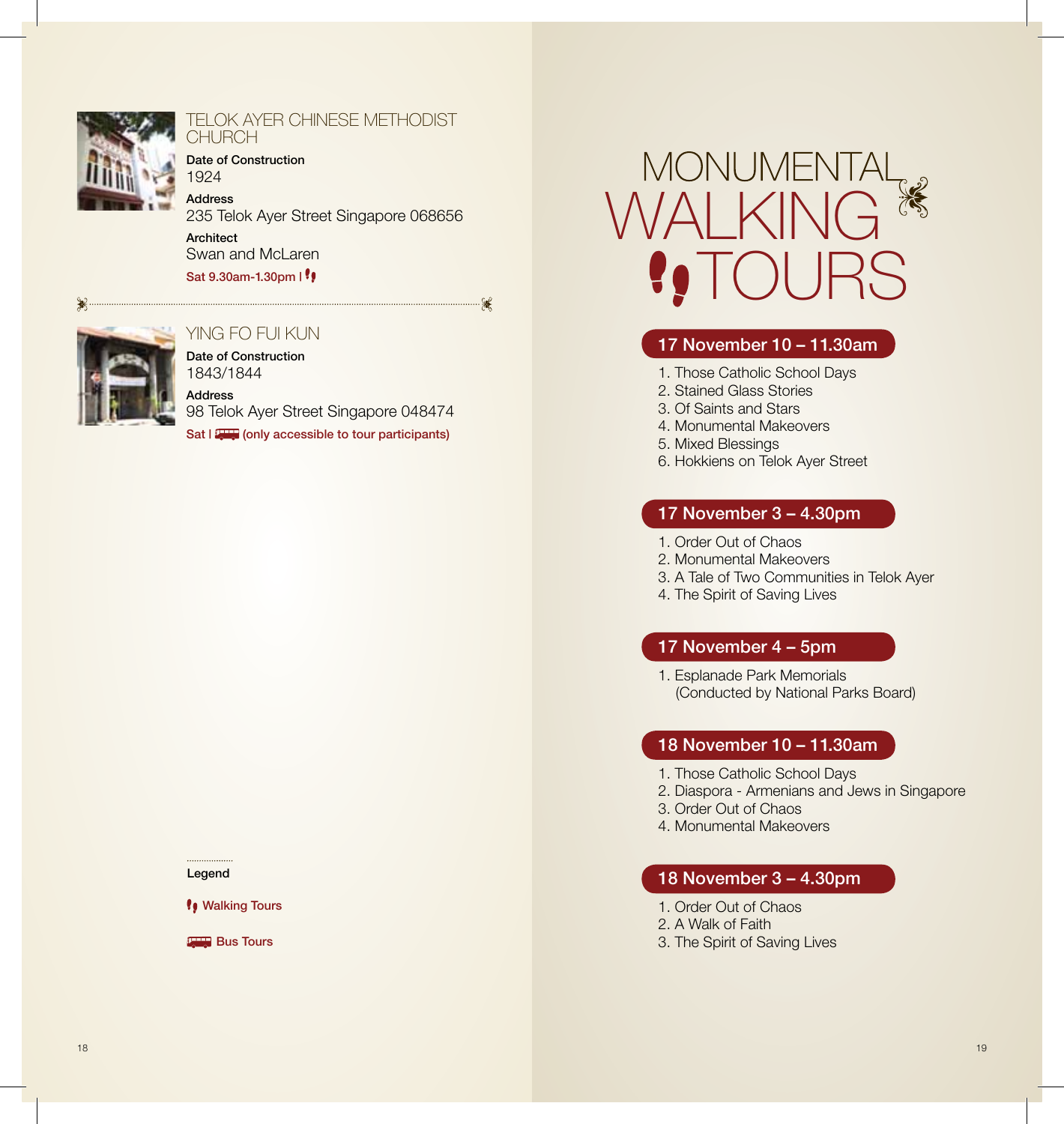## TELOK AYER CHINESE METHODIST CHURCH

**Date of Construction**
1924

**Address**
235 Telok Ayer Street Singapore 068656

**Architect**
Swan and McLaren

**Sat 9.30am-1.30pm |** (Walking Tours)

## YING FO FUI KUN

**Date of Construction**
1843/1844

**Address**
98 Telok Ayer Street Singapore 048474

**Sat |** (Bus Tours) **(only accessible to tour participants)**

**Legend**

Walking Tours

Bus Tours

# MONUMENTAL WALKING TOURS

### 17 November 10 – 11.30am

1. Those Catholic School Days
2. Stained Glass Stories
3. Of Saints and Stars
4. Monumental Makeovers
5. Mixed Blessings
6. Hokkiens on Telok Ayer Street

### 17 November 3 – 4.30pm

1. Order Out of Chaos
2. Monumental Makeovers
3. A Tale of Two Communities in Telok Ayer
4. The Spirit of Saving Lives

### 17 November 4 – 5pm

1. Esplanade Park Memorials
   (Conducted by National Parks Board)

### 18 November 10 – 11.30am

1. Those Catholic School Days
2. Diaspora - Armenians and Jews in Singapore
3. Order Out of Chaos
4. Monumental Makeovers

### 18 November 3 – 4.30pm

1. Order Out of Chaos
2. A Walk of Faith
3. The Spirit of Saving Lives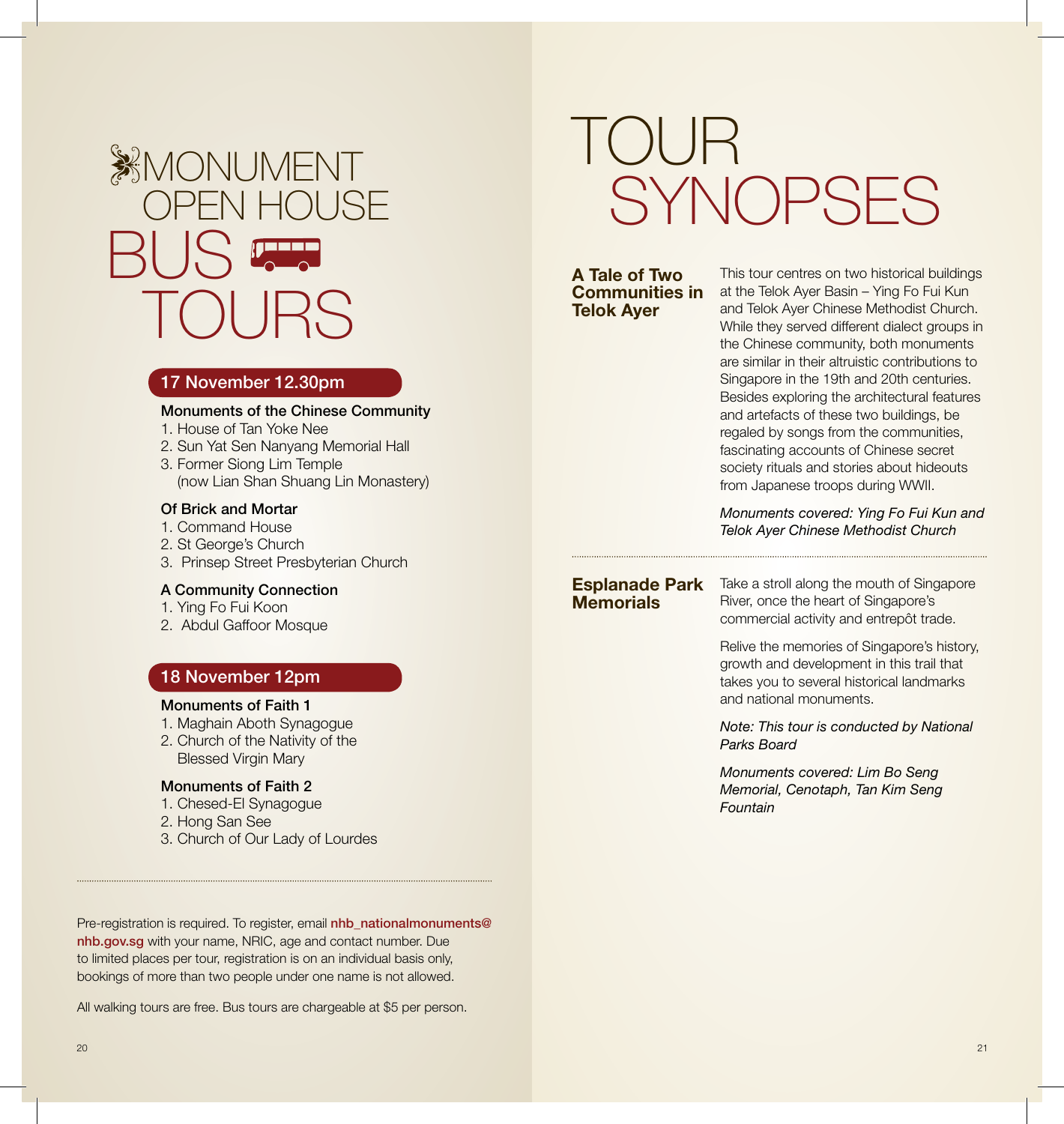# MONUMENT OPEN HOUSE BUS TOURS

## 17 November 12.30pm

**Monuments of the Chinese Community**

1. House of Tan Yoke Nee
2. Sun Yat Sen Nanyang Memorial Hall
3. Former Siong Lim Temple (now Lian Shan Shuang Lin Monastery)

**Of Brick and Mortar**

1. Command House
2. St George's Church
3. Prinsep Street Presbyterian Church

**A Community Connection**

1. Ying Fo Fui Koon
2. Abdul Gaffoor Mosque

## 18 November 12pm

**Monuments of Faith 1**

1. Maghain Aboth Synagogue
2. Church of the Nativity of the Blessed Virgin Mary

**Monuments of Faith 2**

1. Chesed-El Synagogue
2. Hong San See
3. Church of Our Lady of Lourdes

Pre-registration is required. To register, email **nhb_nationalmonuments@nhb.gov.sg** with your name, NRIC, age and contact number. Due to limited places per tour, registration is on an individual basis only, bookings of more than two people under one name is not allowed.

All walking tours are free. Bus tours are chargeable at $5 per person.

# TOUR SYNOPSES

### A Tale of Two Communities in Telok Ayer

This tour centres on two historical buildings at the Telok Ayer Basin – Ying Fo Fui Kun and Telok Ayer Chinese Methodist Church. While they served different dialect groups in the Chinese community, both monuments are similar in their altruistic contributions to Singapore in the 19th and 20th centuries. Besides exploring the architectural features and artefacts of these two buildings, be regaled by songs from the communities, fascinating accounts of Chinese secret society rituals and stories about hideouts from Japanese troops during WWII.

*Monuments covered: Ying Fo Fui Kun and Telok Ayer Chinese Methodist Church*

### Esplanade Park Memorials

Take a stroll along the mouth of Singapore River, once the heart of Singapore's commercial activity and entrepôt trade.

Relive the memories of Singapore's history, growth and development in this trail that takes you to several historical landmarks and national monuments.

*Note: This tour is conducted by National Parks Board*

*Monuments covered: Lim Bo Seng Memorial, Cenotaph, Tan Kim Seng Fountain*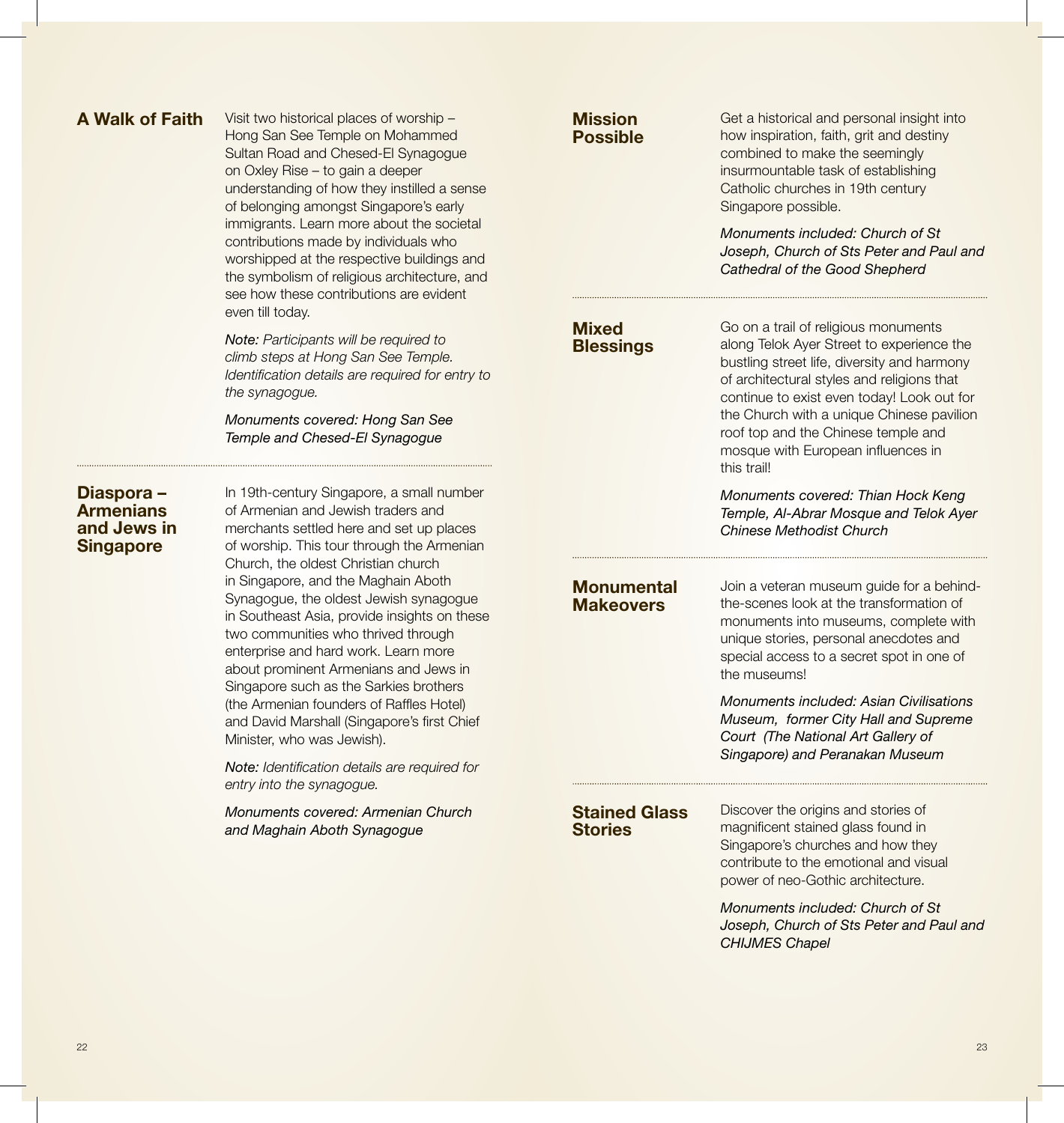## A Walk of Faith

Visit two historical places of worship – Hong San See Temple on Mohammed Sultan Road and Chesed-El Synagogue on Oxley Rise – to gain a deeper understanding of how they instilled a sense of belonging amongst Singapore's early immigrants. Learn more about the societal contributions made by individuals who worshipped at the respective buildings and the symbolism of religious architecture, and see how these contributions are evident even till today.

*Note: Participants will be required to climb steps at Hong San See Temple. Identification details are required for entry to the synagogue.*

*Monuments covered: Hong San See Temple and Chesed-El Synagogue*

## Diaspora – Armenians and Jews in Singapore

In 19th-century Singapore, a small number of Armenian and Jewish traders and merchants settled here and set up places of worship. This tour through the Armenian Church, the oldest Christian church in Singapore, and the Maghain Aboth Synagogue, the oldest Jewish synagogue in Southeast Asia, provide insights on these two communities who thrived through enterprise and hard work. Learn more about prominent Armenians and Jews in Singapore such as the Sarkies brothers (the Armenian founders of Raffles Hotel) and David Marshall (Singapore's first Chief Minister, who was Jewish).

*Note: Identification details are required for entry into the synagogue.*

*Monuments covered: Armenian Church and Maghain Aboth Synagogue*

## Mission Possible

Get a historical and personal insight into how inspiration, faith, grit and destiny combined to make the seemingly insurmountable task of establishing Catholic churches in 19th century Singapore possible.

*Monuments included: Church of St Joseph, Church of Sts Peter and Paul and Cathedral of the Good Shepherd*

## Mixed Blessings

Go on a trail of religious monuments along Telok Ayer Street to experience the bustling street life, diversity and harmony of architectural styles and religions that continue to exist even today! Look out for the Church with a unique Chinese pavilion roof top and the Chinese temple and mosque with European influences in this trail!

*Monuments covered: Thian Hock Keng Temple, Al-Abrar Mosque and Telok Ayer Chinese Methodist Church*

## Monumental Makeovers

Join a veteran museum guide for a behind-the-scenes look at the transformation of monuments into museums, complete with unique stories, personal anecdotes and special access to a secret spot in one of the museums!

*Monuments included: Asian Civilisations Museum, former City Hall and Supreme Court (The National Art Gallery of Singapore) and Peranakan Museum*

## Stained Glass Stories

Discover the origins and stories of magnificent stained glass found in Singapore's churches and how they contribute to the emotional and visual power of neo-Gothic architecture.

*Monuments included: Church of St Joseph, Church of Sts Peter and Paul and CHIJMES Chapel*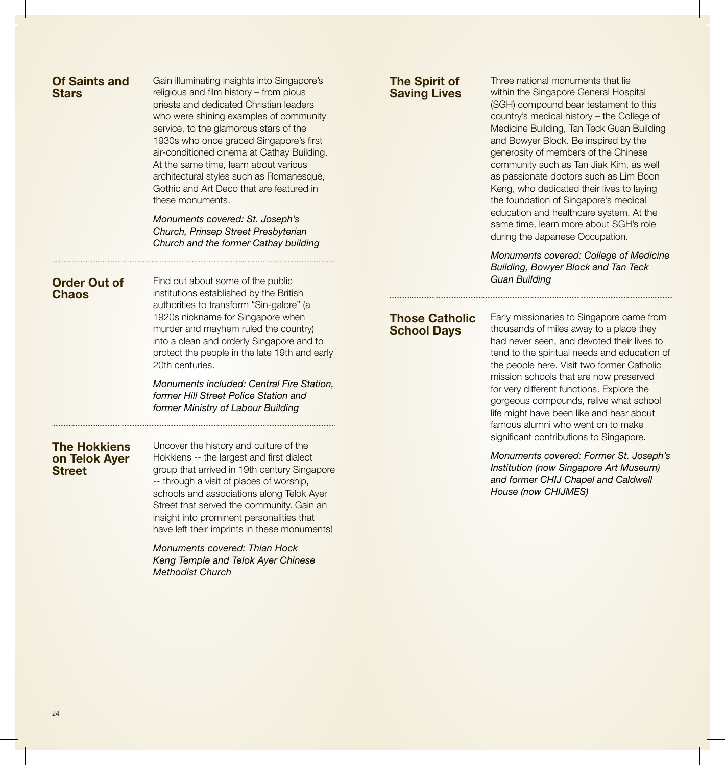## Of Saints and Stars

Gain illuminating insights into Singapore's religious and film history – from pious priests and dedicated Christian leaders who were shining examples of community service, to the glamorous stars of the 1930s who once graced Singapore's first air-conditioned cinema at Cathay Building. At the same time, learn about various architectural styles such as Romanesque, Gothic and Art Deco that are featured in these monuments.

*Monuments covered: St. Joseph's Church, Prinsep Street Presbyterian Church and the former Cathay building*

## Order Out of Chaos

Find out about some of the public institutions established by the British authorities to transform "Sin-galore" (a 1920s nickname for Singapore when murder and mayhem ruled the country) into a clean and orderly Singapore and to protect the people in the late 19th and early 20th centuries.

*Monuments included: Central Fire Station, former Hill Street Police Station and former Ministry of Labour Building*

## The Hokkiens on Telok Ayer Street

Uncover the history and culture of the Hokkiens -- the largest and first dialect group that arrived in 19th century Singapore -- through a visit of places of worship, schools and associations along Telok Ayer Street that served the community. Gain an insight into prominent personalities that have left their imprints in these monuments!

*Monuments covered: Thian Hock Keng Temple and Telok Ayer Chinese Methodist Church*

## The Spirit of Saving Lives

Three national monuments that lie within the Singapore General Hospital (SGH) compound bear testament to this country's medical history – the College of Medicine Building, Tan Teck Guan Building and Bowyer Block. Be inspired by the generosity of members of the Chinese community such as Tan Jiak Kim, as well as passionate doctors such as Lim Boon Keng, who dedicated their lives to laying the foundation of Singapore's medical education and healthcare system. At the same time, learn more about SGH's role during the Japanese Occupation.

*Monuments covered: College of Medicine Building, Bowyer Block and Tan Teck Guan Building*

## Those Catholic School Days

Early missionaries to Singapore came from thousands of miles away to a place they had never seen, and devoted their lives to tend to the spiritual needs and education of the people here. Visit two former Catholic mission schools that are now preserved for very different functions. Explore the gorgeous compounds, relive what school life might have been like and hear about famous alumni who went on to make significant contributions to Singapore.

*Monuments covered: Former St. Joseph's Institution (now Singapore Art Museum) and former CHIJ Chapel and Caldwell House (now CHIJMES)*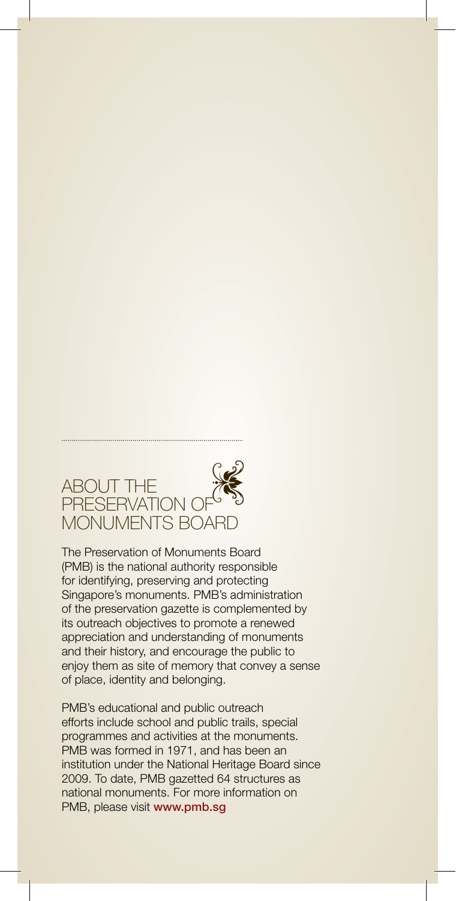# ABOUT THE PRESERVATION OF MONUMENTS BOARD

The Preservation of Monuments Board (PMB) is the national authority responsible for identifying, preserving and protecting Singapore's monuments. PMB's administration of the preservation gazette is complemented by its outreach objectives to promote a renewed appreciation and understanding of monuments and their history, and encourage the public to enjoy them as site of memory that convey a sense of place, identity and belonging.

PMB's educational and public outreach efforts include school and public trails, special programmes and activities at the monuments. PMB was formed in 1971, and has been an institution under the National Heritage Board since 2009. To date, PMB gazetted 64 structures as national monuments. For more information on PMB, please visit **www.pmb.sg**